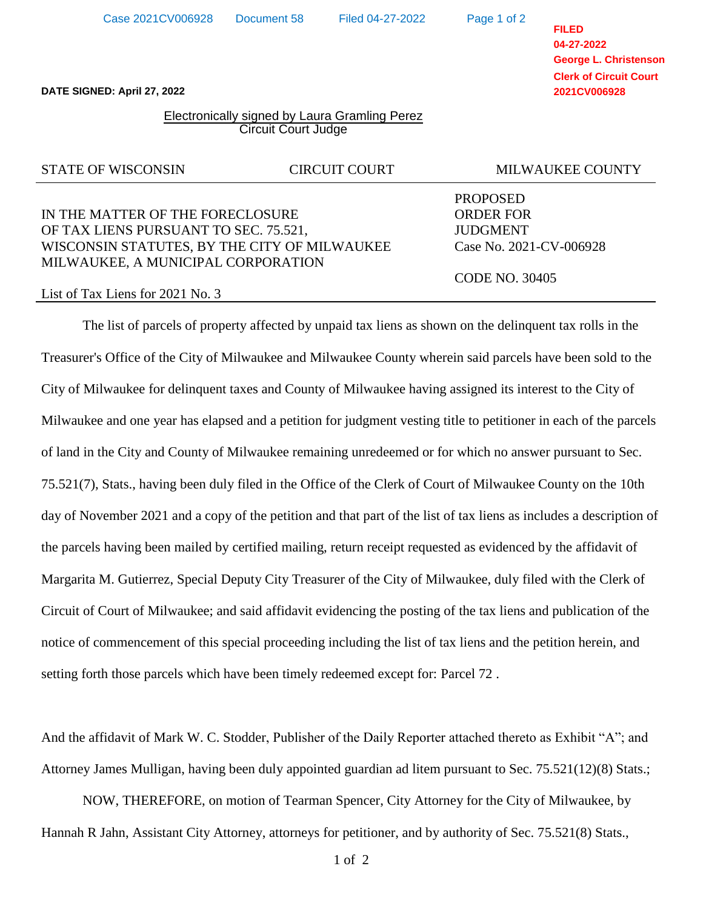FILED
04-27-2022
George L. Christenson
Clerk of Circuit Court
2021CV006928

**DATE SIGNED: April 27, 2022**

Electronically signed by Laura Gramling Perez
Circuit Court Judge

| STATE OF WISCONSIN | CIRCUIT COURT | MILWAUKEE COUNTY |
|---|---|---|

IN THE MATTER OF THE FORECLOSURE OF TAX LIENS PURSUANT TO SEC. 75.521, WISCONSIN STATUTES, BY THE CITY OF MILWAUKEE MILWAUKEE, A MUNICIPAL CORPORATION

List of Tax Liens for 2021 No. 3

PROPOSED ORDER FOR JUDGMENT
Case No. 2021-CV-006928

CODE NO. 30405

The list of parcels of property affected by unpaid tax liens as shown on the delinquent tax rolls in the Treasurer's Office of the City of Milwaukee and Milwaukee County wherein said parcels have been sold to the City of Milwaukee for delinquent taxes and County of Milwaukee having assigned its interest to the City of Milwaukee and one year has elapsed and a petition for judgment vesting title to petitioner in each of the parcels of land in the City and County of Milwaukee remaining unredeemed or for which no answer pursuant to Sec. 75.521(7), Stats., having been duly filed in the Office of the Clerk of Court of Milwaukee County on the 10th day of November 2021 and a copy of the petition and that part of the list of tax liens as includes a description of the parcels having been mailed by certified mailing, return receipt requested as evidenced by the affidavit of Margarita M. Gutierrez, Special Deputy City Treasurer of the City of Milwaukee, duly filed with the Clerk of Circuit of Court of Milwaukee; and said affidavit evidencing the posting of the tax liens and publication of the notice of commencement of this special proceeding including the list of tax liens and the petition herein, and setting forth those parcels which have been timely redeemed except for: Parcel 72 .

And the affidavit of Mark W. C. Stodder, Publisher of the Daily Reporter attached thereto as Exhibit “A”; and Attorney James Mulligan, having been duly appointed guardian ad litem pursuant to Sec. 75.521(12)(8) Stats.;

NOW, THEREFORE, on motion of Tearman Spencer, City Attorney for the City of Milwaukee, by Hannah R Jahn, Assistant City Attorney, attorneys for petitioner, and by authority of Sec. 75.521(8) Stats.,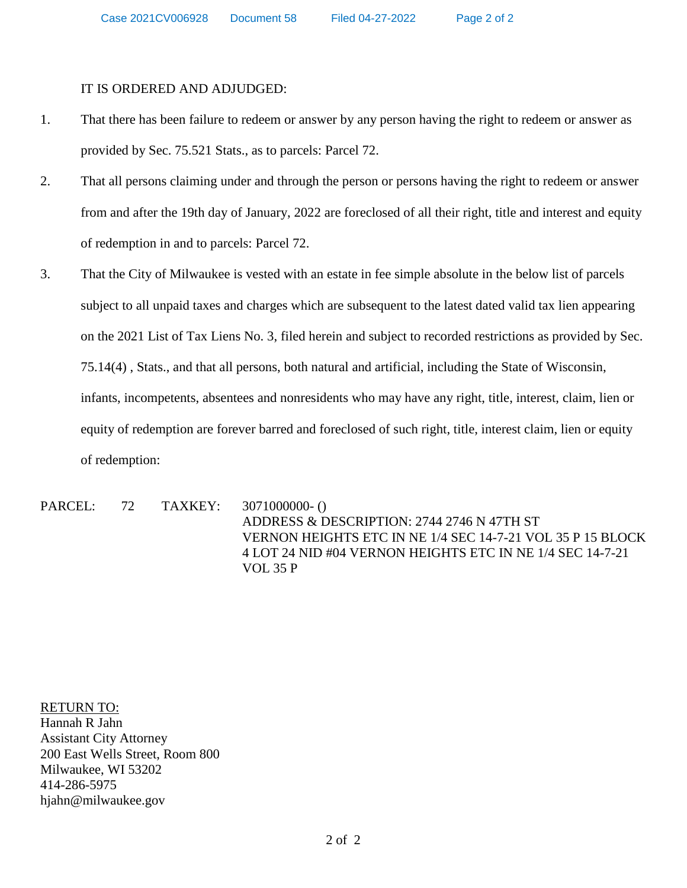IT IS ORDERED AND ADJUDGED:

1. That there has been failure to redeem or answer by any person having the right to redeem or answer as provided by Sec. 75.521 Stats., as to parcels: Parcel 72.

2. That all persons claiming under and through the person or persons having the right to redeem or answer from and after the 19th day of January, 2022 are foreclosed of all their right, title and interest and equity of redemption in and to parcels: Parcel 72.

3. That the City of Milwaukee is vested with an estate in fee simple absolute in the below list of parcels subject to all unpaid taxes and charges which are subsequent to the latest dated valid tax lien appearing on the 2021 List of Tax Liens No. 3, filed herein and subject to recorded restrictions as provided by Sec. 75.14(4) , Stats., and that all persons, both natural and artificial, including the State of Wisconsin, infants, incompetents, absentees and nonresidents who may have any right, title, interest, claim, lien or equity of redemption are forever barred and foreclosed of such right, title, interest claim, lien or equity of redemption:

PARCEL: 72 TAXKEY: 3071000000- ()
ADDRESS & DESCRIPTION: 2744 2746 N 47TH ST
VERNON HEIGHTS ETC IN NE 1/4 SEC 14-7-21 VOL 35 P 15 BLOCK 4 LOT 24 NID #04 VERNON HEIGHTS ETC IN NE 1/4 SEC 14-7-21 VOL 35 P

RETURN TO:
Hannah R Jahn
Assistant City Attorney
200 East Wells Street, Room 800
Milwaukee, WI 53202
414-286-5975
hjahn@milwaukee.gov